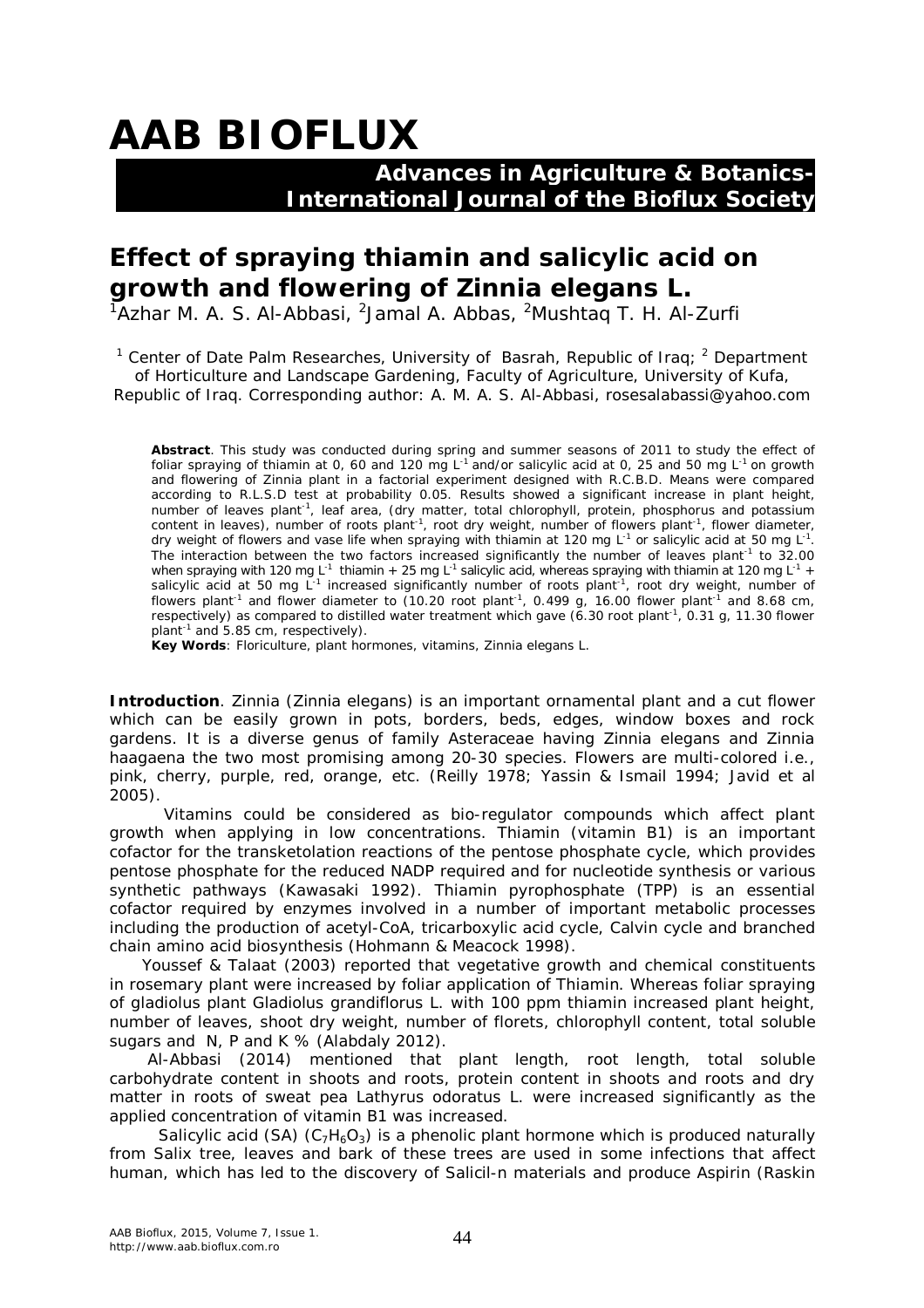# AAB BIOFLUX

**Advances in Agriculture & Botanics-International Journal of the Bioflux Society**

## Effect of spraying thiamin and salicylic acid on growth and flowering of *Zinnia elegans* L.

[1]Azhar M. A. S. Al-Abbasi, [2]Jamal A. Abbas, [2]Mushtaq T. H. Al-Zurfi

[1] Center of Date Palm Researches, University of Basrah, Republic of Iraq; [2] Department of Horticulture and Landscape Gardening, Faculty of Agriculture, University of Kufa, Republic of Iraq. Corresponding author: A. M. A. S. Al-Abbasi, rosesalabassi@yahoo.com

**Abstract**. This study was conducted during spring and summer seasons of 2011 to study the effect of foliar spraying of thiamin at 0, 60 and 120 mg $L^{-1}$ and/or salicylic acid at 0, 25 and 50 mg $L^{-1}$ on growth and flowering of Zinnia plant in a factorial experiment designed with R.C.B.D. Means were compared according to R.L.S.D test at probability 0.05. Results showed a significant increase in plant height, number of leaves $plant^{-1}$, leaf area, (dry matter, total chlorophyll, protein, phosphorus and potassium content in leaves), number of roots $plant^{-1}$, root dry weight, number of flowers $plant^{-1}$, flower diameter, dry weight of flowers and vase life when spraying with thiamin at 120 mg $L^{-1}$ or salicylic acid at 50 mg $L^{-1}$. The interaction between the two factors increased significantly the number of leaves $plant^{-1}$ to 32.00 when spraying with 120 mg $L^{-1}$ thiamin + 25 mg $L^{-1}$ salicylic acid, whereas spraying with thiamin at 120 mg $L^{-1}$ + salicylic acid at 50 mg $L^{-1}$ increased significantly number of roots $plant^{-1}$, root dry weight, number of flowers $plant^{-1}$ and flower diameter to (10.20 root $plant^{-1}$, 0.499 g, 16.00 flower $plant^{-1}$ and 8.68 cm, respectively) as compared to distilled water treatment which gave (6.30 root $plant^{-1}$, 0.31 g, 11.30 flower $plant^{-1}$ and 5.85 cm, respectively).

**Key Words**: Floriculture, plant hormones, vitamins, *Zinnia elegans* L.

**Introduction**. Zinnia (*Zinnia elegans*) is an important ornamental plant and a cut flower which can be easily grown in pots, borders, beds, edges, window boxes and rock gardens. It is a diverse genus of family Asteraceae having *Zinnia elegans* and *Zinnia haagaena* the two most promising among 20-30 species. Flowers are multi-colored i.e., pink, cherry, purple, red, orange, etc. (Reilly 1978; Yassin & Ismail 1994; Javid et al 2005).

Vitamins could be considered as bio-regulator compounds which affect plant growth when applying in low concentrations. Thiamin (vitamin B1) is an important cofactor for the transketolation reactions of the pentose phosphate cycle, which provides pentose phosphate for the reduced NADP required and for nucleotide synthesis or various synthetic pathways (Kawasaki 1992). Thiamin pyrophosphate (TPP) is an essential cofactor required by enzymes involved in a number of important metabolic processes including the production of acetyl-CoA, tricarboxylic acid cycle, Calvin cycle and branched chain amino acid biosynthesis (Hohmann & Meacock 1998).

Youssef & Talaat (2003) reported that vegetative growth and chemical constituents in rosemary plant were increased by foliar application of Thiamin. Whereas foliar spraying of gladiolus plant *Gladiolus grandiflorus* L. with 100 ppm thiamin increased plant height, number of leaves, shoot dry weight, number of florets, chlorophyll content, total soluble sugars and N, P and K % (Alabdaly 2012).

Al-Abbasi (2014) mentioned that plant length, root length, total soluble carbohydrate content in shoots and roots, protein content in shoots and roots and dry matter in roots of sweat pea *Lathyrus odoratus* L. were increased significantly as the applied concentration of vitamin B1 was increased.

Salicylic acid (SA) ($C_7H_6O_3$) is a phenolic plant hormone which is produced naturally from Salix tree, leaves and bark of these trees are used in some infections that affect human, which has led to the discovery of Salicil-n materials and produce Aspirin (Raskin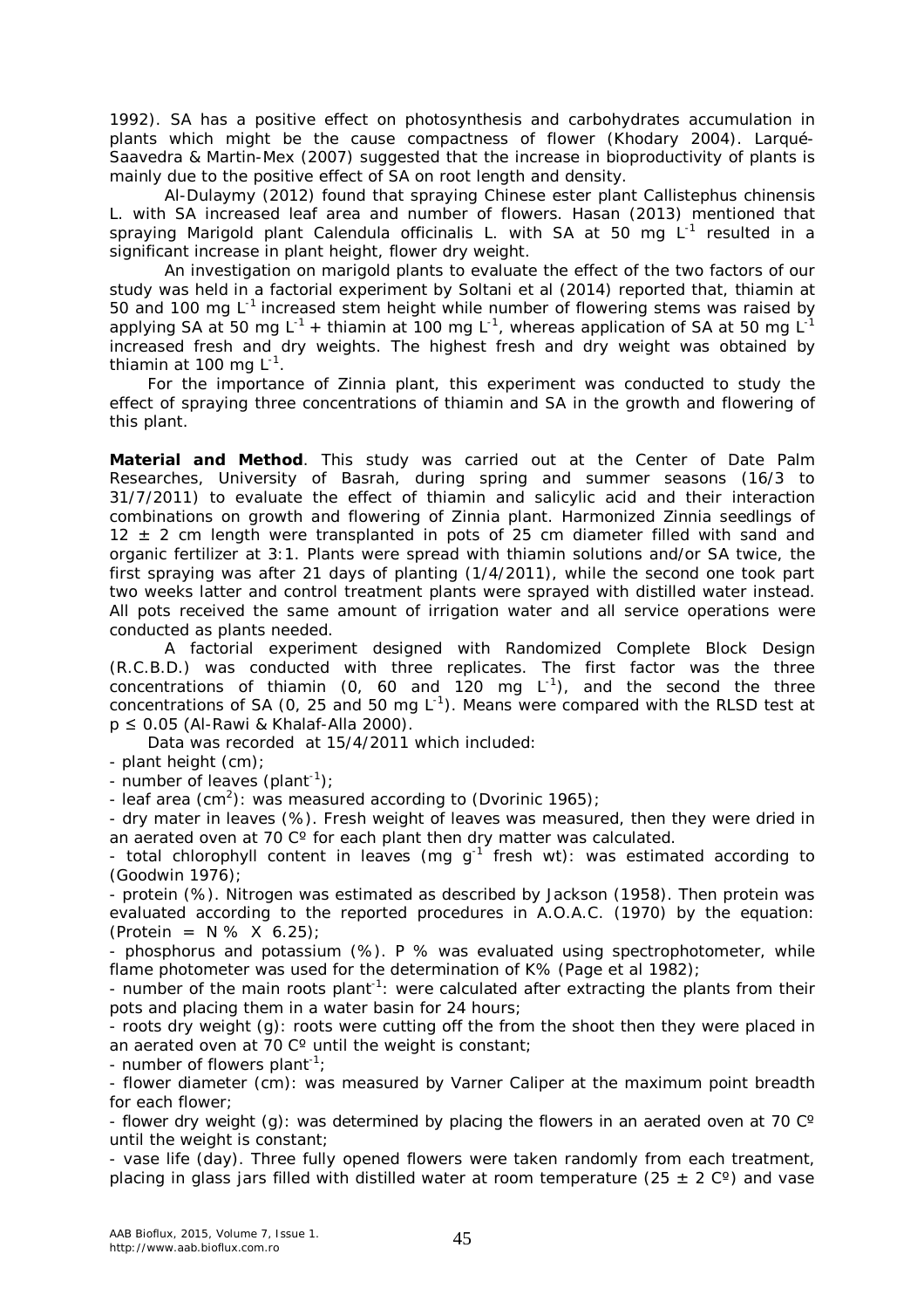1992). SA has a positive effect on photosynthesis and carbohydrates accumulation in plants which might be the cause compactness of flower (Khodary 2004). Larqué-Saavedra & Martin-Mex (2007) suggested that the increase in bioproductivity of plants is mainly due to the positive effect of SA on root length and density.

Al-Dulaymy (2012) found that spraying Chinese ester plant *Callistephus chinensis* L. with SA increased leaf area and number of flowers. Hasan (2013) mentioned that spraying Marigold plant *Calendula officinalis* L. with SA at 50 mg $L^{-1}$ resulted in a significant increase in plant height, flower dry weight.

An investigation on marigold plants to evaluate the effect of the two factors of our study was held in a factorial experiment by Soltani et al (2014) reported that, thiamin at 50 and 100 mg $L^{-1}$ increased stem height while number of flowering stems was raised by applying SA at 50 mg $L^{-1}$ + thiamin at 100 mg $L^{-1}$, whereas application of SA at 50 mg $L^{-1}$ increased fresh and dry weights. The highest fresh and dry weight was obtained by thiamin at 100 mg $L^{-1}$.

For the importance of Zinnia plant, this experiment was conducted to study the effect of spraying three concentrations of thiamin and SA in the growth and flowering of this plant.

**Material and Method**. This study was carried out at the Center of Date Palm Researches, University of Basrah, during spring and summer seasons (16/3 to 31/7/2011) to evaluate the effect of thiamin and salicylic acid and their interaction combinations on growth and flowering of Zinnia plant. Harmonized Zinnia seedlings of 12 ± 2 cm length were transplanted in pots of 25 cm diameter filled with sand and organic fertilizer at 3:1. Plants were spread with thiamin solutions and/or SA twice, the first spraying was after 21 days of planting (1/4/2011), while the second one took part two weeks latter and control treatment plants were sprayed with distilled water instead. All pots received the same amount of irrigation water and all service operations were conducted as plants needed.

A factorial experiment designed with Randomized Complete Block Design (R.C.B.D.) was conducted with three replicates. The first factor was the three concentrations of thiamin (0, 60 and 120 mg $L^{-1}$), and the second the three concentrations of SA (0, 25 and 50 mg $L^{-1}$). Means were compared with the RLSD test at $p \leq 0.05$ (Al-Rawi & Khalaf-Alla 2000).

Data was recorded at 15/4/2011 which included:

- plant height (cm);
- number of leaves ($plant^{-1}$);
- leaf area ($cm^2$): was measured according to (Dvorinic 1965);
- dry mater in leaves (%). Fresh weight of leaves was measured, then they were dried in an aerated oven at 70 Cº for each plant then dry matter was calculated.
- total chlorophyll content in leaves (mg $g^{-1}$ fresh wt): was estimated according to (Goodwin 1976);
- protein (%). Nitrogen was estimated as described by Jackson (1958). Then protein was evaluated according to the reported procedures in A.O.A.C. (1970) by the equation: (Protein = N % X 6.25);
- phosphorus and potassium (%). P % was evaluated using spectrophotometer, while flame photometer was used for the determination of K% (Page et al 1982);
- number of the main roots $plant^{-1}$: were calculated after extracting the plants from their pots and placing them in a water basin for 24 hours;
- roots dry weight (g): roots were cutting off the from the shoot then they were placed in an aerated oven at 70 Cº until the weight is constant;
- number of flowers $plant^{-1}$;
- flower diameter (cm): was measured by Varner Caliper at the maximum point breadth for each flower;
- flower dry weight (g): was determined by placing the flowers in an aerated oven at 70 Cº until the weight is constant;
- vase life (day). Three fully opened flowers were taken randomly from each treatment, placing in glass jars filled with distilled water at room temperature (25 ± 2 Cº) and vase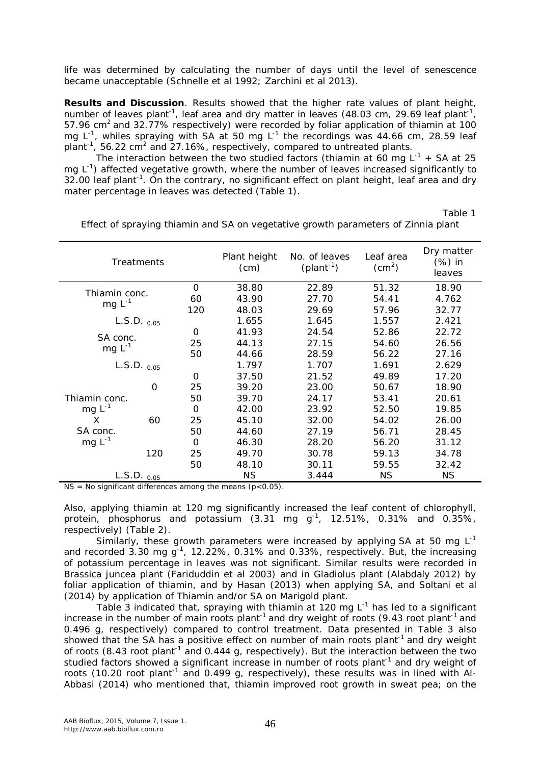life was determined by calculating the number of days until the level of senescence became unacceptable (Schnelle et al 1992; Zarchini et al 2013).

**Results and Discussion**. Results showed that the higher rate values of plant height, number of leaves plant$^{-1}$, leaf area and dry matter in leaves (48.03 cm, 29.69 leaf plant$^{-1}$, 57.96 cm$^2$ and 32.77% respectively) were recorded by foliar application of thiamin at 100 mg L$^{-1}$, whiles spraying with SA at 50 mg L$^{-1}$ the recordings was 44.66 cm, 28.59 leaf plant$^{-1}$, 56.22 cm$^2$ and 27.16%, respectively, compared to untreated plants.

The interaction between the two studied factors (thiamin at 60 mg L$^{-1}$ + SA at 25 mg L$^{-1}$) affected vegetative growth, where the number of leaves increased significantly to 32.00 leaf plant$^{-1}$. On the contrary, no significant effect on plant height, leaf area and dry mater percentage in leaves was detected (Table 1).

Table 1

Effect of spraying thiamin and SA on vegetative growth parameters of Zinnia plant

| Treatments | | | Plant height (cm) | No. of leaves (plant$^{-1}$) | Leaf area (cm$^2$) | Dry matter (%) in leaves |
|---|---|---|---|---|---|---|
| Thiamin conc. mg L$^{-1}$ | | 0 | 38.80 | 22.89 | 51.32 | 18.90 |
| | | 60 | 43.90 | 27.70 | 54.41 | 4.762 |
| | | 120 | 48.03 | 29.69 | 57.96 | 32.77 |
| L.S.D. $_{0.05}$ | | | 1.655 | 1.645 | 1.557 | 2.421 |
| SA conc. mg L$^{-1}$ | | 0 | 41.93 | 24.54 | 52.86 | 22.72 |
| | | 25 | 44.13 | 27.15 | 54.60 | 26.56 |
| | | 50 | 44.66 | 28.59 | 56.22 | 27.16 |
| L.S.D. $_{0.05}$ | | | 1.797 | 1.707 | 1.691 | 2.629 |
| Thiamin conc. mg L$^{-1}$ X SA conc. mg L$^{-1}$ | 0 | 0 | 37.50 | 21.52 | 49.89 | 17.20 |
| | | 25 | 39.20 | 23.00 | 50.67 | 18.90 |
| | | 50 | 39.70 | 24.17 | 53.41 | 20.61 |
| | 60 | 0 | 42.00 | 23.92 | 52.50 | 19.85 |
| | | 25 | 45.10 | 32.00 | 54.02 | 26.00 |
| | | 50 | 44.60 | 27.19 | 56.71 | 28.45 |
| | 120 | 0 | 46.30 | 28.20 | 56.20 | 31.12 |
| | | 25 | 49.70 | 30.78 | 59.13 | 34.78 |
| | | 50 | 48.10 | 30.11 | 59.55 | 32.42 |
| L.S.D. $_{0.05}$ | | | NS | 3.444 | NS | NS |

NS = No significant differences among the means ($p<0.05$).

Also, applying thiamin at 120 mg significantly increased the leaf content of chlorophyll, protein, phosphorus and potassium (3.31 mg g$^{-1}$, 12.51%, 0.31% and 0.35%, respectively) (Table 2).

Similarly, these growth parameters were increased by applying SA at 50 mg L$^{-1}$ and recorded 3.30 mg g$^{-1}$, 12.22%, 0.31% and 0.33%, respectively. But, the increasing of potassium percentage in leaves was not significant. Similar results were recorded in *Brassica juncea* plant (Fariduddin et al 2003) and in Gladiolus plant (Alabdaly 2012) by foliar application of thiamin, and by Hasan (2013) when applying SA, and Soltani et al (2014) by application of Thiamin and/or SA on Marigold plant.

Table 3 indicated that, spraying with thiamin at 120 mg L$^{-1}$ has led to a significant increase in the number of main roots plant$^{-1}$ and dry weight of roots (9.43 root plant$^{-1}$ and 0.496 g, respectively) compared to control treatment. Data presented in Table 3 also showed that the SA has a positive effect on number of main roots plant$^{-1}$ and dry weight of roots (8.43 root plant$^{-1}$ and 0.444 g, respectively). But the interaction between the two studied factors showed a significant increase in number of roots plant$^{-1}$ and dry weight of roots (10.20 root plant$^{-1}$ and 0.499 g, respectively), these results was in lined with Al-Abbasi (2014) who mentioned that, thiamin improved root growth in sweat pea; on the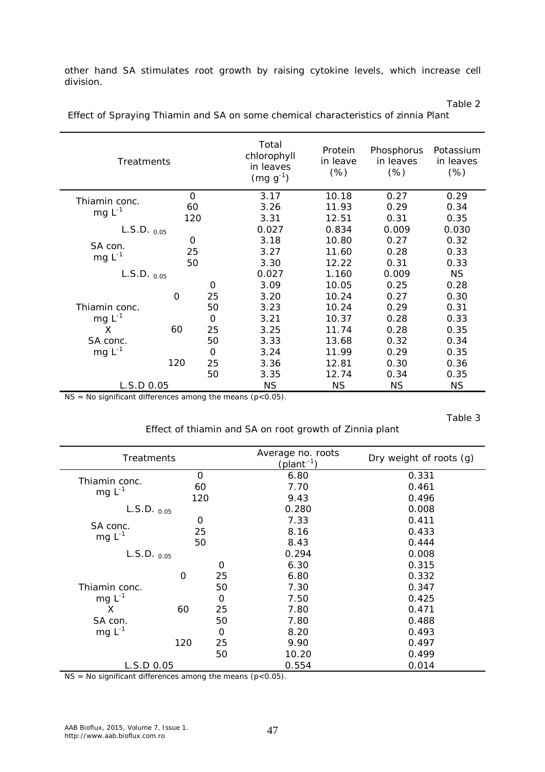other hand SA stimulates root growth by raising cytokine levels, which increase cell division.

Table 2

Effect of Spraying Thiamin and SA on some chemical characteristics of zinnia Plant

| Treatments | | | Total chlorophyll in leaves (mg $g^{-1}$) | Protein in leave (%) | Phosphorus in leaves (%) | Potassium in leaves (%) |
|---|---|---|---|---|---|---|
| Thiamin conc. mg $L^{-1}$ | 0 | | 3.17 | 10.18 | 0.27 | 0.29 |
| | 60 | | 3.26 | 11.93 | 0.29 | 0.34 |
| | 120 | | 3.31 | 12.51 | 0.31 | 0.35 |
| L.S.D. $_{0.05}$ | | | 0.027 | 0.834 | 0.009 | 0.030 |
| SA con. mg $L^{-1}$ | 0 | | 3.18 | 10.80 | 0.27 | 0.32 |
| | 25 | | 3.27 | 11.60 | 0.28 | 0.33 |
| | 50 | | 3.30 | 12.22 | 0.31 | 0.33 |
| L.S.D. $_{0.05}$ | | | 0.027 | 1.160 | 0.009 | NS |
| Thiamin conc. mg $L^{-1}$ X SA conc. mg $L^{-1}$ | 0 | 0 | 3.09 | 10.05 | 0.25 | 0.28 |
| | | 25 | 3.20 | 10.24 | 0.27 | 0.30 |
| | | 50 | 3.23 | 10.24 | 0.29 | 0.31 |
| | 60 | 0 | 3.21 | 10.37 | 0.28 | 0.33 |
| | | 25 | 3.25 | 11.74 | 0.28 | 0.35 |
| | | 50 | 3.33 | 13.68 | 0.32 | 0.34 |
| | 120 | 0 | 3.24 | 11.99 | 0.29 | 0.35 |
| | | 25 | 3.36 | 12.81 | 0.30 | 0.36 |
| | | 50 | 3.35 | 12.74 | 0.34 | 0.35 |
| L.S.D 0.05 | | | NS | NS | NS | NS |

NS = No significant differences among the means ($p<0.05$).

Table 3

Effect of thiamin and SA on root growth of Zinnia plant

| Treatments | | | Average no. roots ($plant^{-1}$) | Dry weight of roots (g) |
|---|---|---|---|---|
| Thiamin conc. mg $L^{-1}$ | 0 | | 6.80 | 0.331 |
| | 60 | | 7.70 | 0.461 |
| | 120 | | 9.43 | 0.496 |
| L.S.D. $_{0.05}$ | | | 0.280 | 0.008 |
| SA conc. mg $L^{-1}$ | 0 | | 7.33 | 0.411 |
| | 25 | | 8.16 | 0.433 |
| | 50 | | 8.43 | 0.444 |
| L.S.D. $_{0.05}$ | | | 0.294 | 0.008 |
| Thiamin conc. mg $L^{-1}$ X SA con. mg $L^{-1}$ | 0 | 0 | 6.30 | 0.315 |
| | | 25 | 6.80 | 0.332 |
| | | 50 | 7.30 | 0.347 |
| | 60 | 0 | 7.50 | 0.425 |
| | | 25 | 7.80 | 0.471 |
| | | 50 | 7.80 | 0.488 |
| | 120 | 0 | 8.20 | 0.493 |
| | | 25 | 9.90 | 0.497 |
| | | 50 | 10.20 | 0.499 |
| L.S.D 0.05 | | | 0.554 | 0.014 |

NS = No significant differences among the means ($p<0.05$).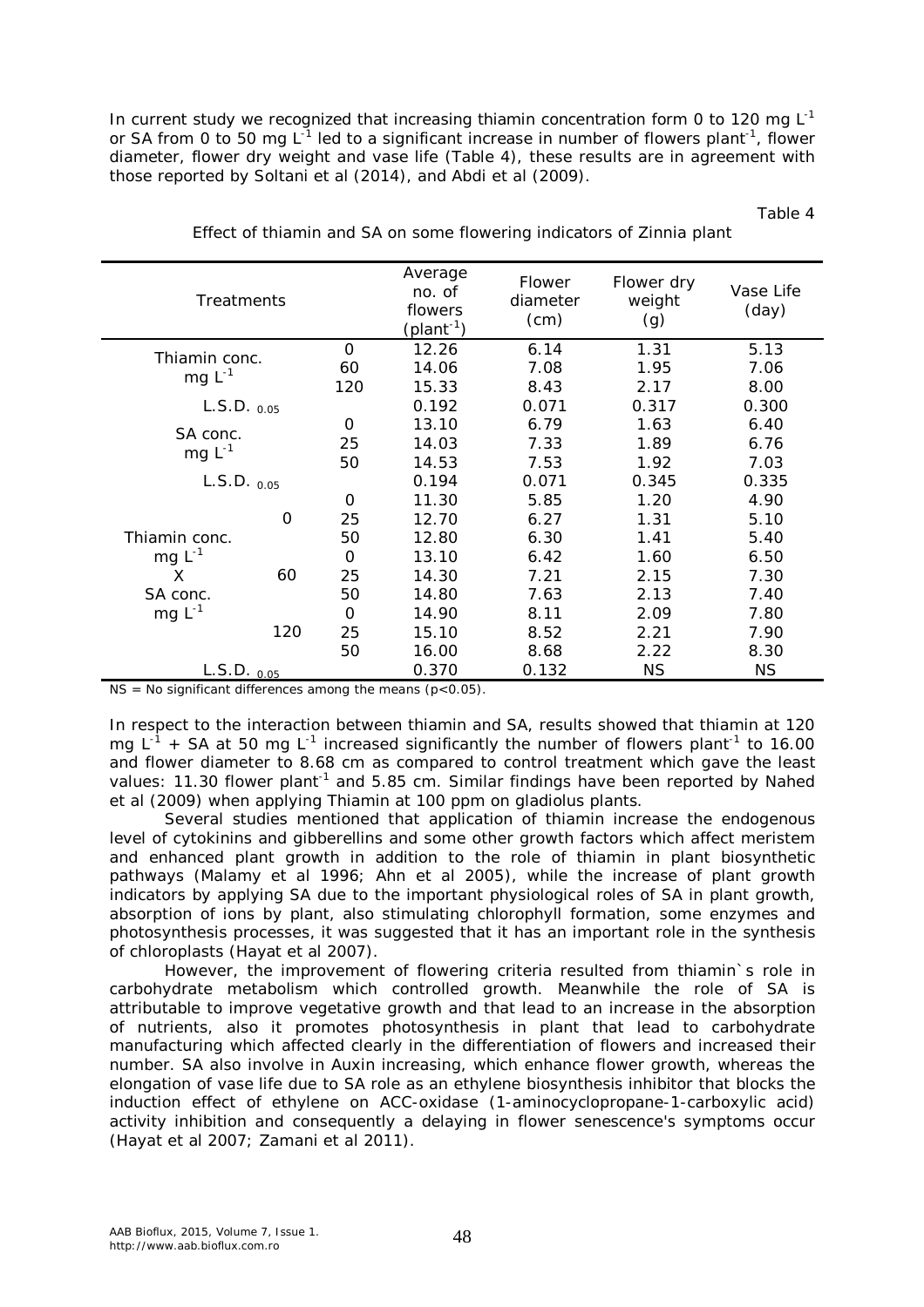In current study we recognized that increasing thiamin concentration form 0 to 120 mg $L^{-1}$ or SA from 0 to 50 mg $L^{-1}$ led to a significant increase in number of flowers $plant^{-1}$, flower diameter, flower dry weight and vase life (Table 4), these results are in agreement with those reported by Soltani et al (2014), and Abdi et al (2009).

Table 4

Effect of thiamin and SA on some flowering indicators of Zinnia plant

| Treatments | | | Average no. of flowers ($plant^{-1}$) | Flower diameter (cm) | Flower dry weight (g) | Vase Life (day) |
|---|---|---|---|---|---|---|
| Thiamin conc. mg $L^{-1}$ | | 0 | 12.26 | 6.14 | 1.31 | 5.13 |
| | | 60 | 14.06 | 7.08 | 1.95 | 7.06 |
| | | 120 | 15.33 | 8.43 | 2.17 | 8.00 |
| L.S.D. $_{0.05}$ | | | 0.192 | 0.071 | 0.317 | 0.300 |
| SA conc. mg $L^{-1}$ | | 0 | 13.10 | 6.79 | 1.63 | 6.40 |
| | | 25 | 14.03 | 7.33 | 1.89 | 6.76 |
| | | 50 | 14.53 | 7.53 | 1.92 | 7.03 |
| L.S.D. $_{0.05}$ | | | 0.194 | 0.071 | 0.345 | 0.335 |
| Thiamin conc. mg $L^{-1}$ X SA conc. mg $L^{-1}$ | 0 | 0 | 11.30 | 5.85 | 1.20 | 4.90 |
| | | 25 | 12.70 | 6.27 | 1.31 | 5.10 |
| | | 50 | 12.80 | 6.30 | 1.41 | 5.40 |
| | 60 | 0 | 13.10 | 6.42 | 1.60 | 6.50 |
| | | 25 | 14.30 | 7.21 | 2.15 | 7.30 |
| | | 50 | 14.80 | 7.63 | 2.13 | 7.40 |
| | 120 | 0 | 14.90 | 8.11 | 2.09 | 7.80 |
| | | 25 | 15.10 | 8.52 | 2.21 | 7.90 |
| | | 50 | 16.00 | 8.68 | 2.22 | 8.30 |
| L.S.D. $_{0.05}$ | | | 0.370 | 0.132 | NS | NS |

NS = No significant differences among the means ($p<0.05$).

In respect to the interaction between thiamin and SA, results showed that thiamin at 120 mg $L^{-1}$ + SA at 50 mg $L^{-1}$ increased significantly the number of flowers $plant^{-1}$ to 16.00 and flower diameter to 8.68 cm as compared to control treatment which gave the least values: 11.30 flower $plant^{-1}$ and 5.85 cm. Similar findings have been reported by Nahed et al (2009) when applying Thiamin at 100 ppm on gladiolus plants.

Several studies mentioned that application of thiamin increase the endogenous level of cytokinins and gibberellins and some other growth factors which affect meristem and enhanced plant growth in addition to the role of thiamin in plant biosynthetic pathways (Malamy et al 1996; Ahn et al 2005), while the increase of plant growth indicators by applying SA due to the important physiological roles of SA in plant growth, absorption of ions by plant, also stimulating chlorophyll formation, some enzymes and photosynthesis processes, it was suggested that it has an important role in the synthesis of chloroplasts (Hayat et al 2007).

However, the improvement of flowering criteria resulted from thiamin`s role in carbohydrate metabolism which controlled growth. Meanwhile the role of SA is attributable to improve vegetative growth and that lead to an increase in the absorption of nutrients, also it promotes photosynthesis in plant that lead to carbohydrate manufacturing which affected clearly in the differentiation of flowers and increased their number. SA also involve in Auxin increasing, which enhance flower growth, whereas the elongation of vase life due to SA role as an ethylene biosynthesis inhibitor that blocks the induction effect of ethylene on ACC-oxidase (1-aminocyclopropane-1-carboxylic acid) activity inhibition and consequently a delaying in flower senescence's symptoms occur (Hayat et al 2007; Zamani et al 2011).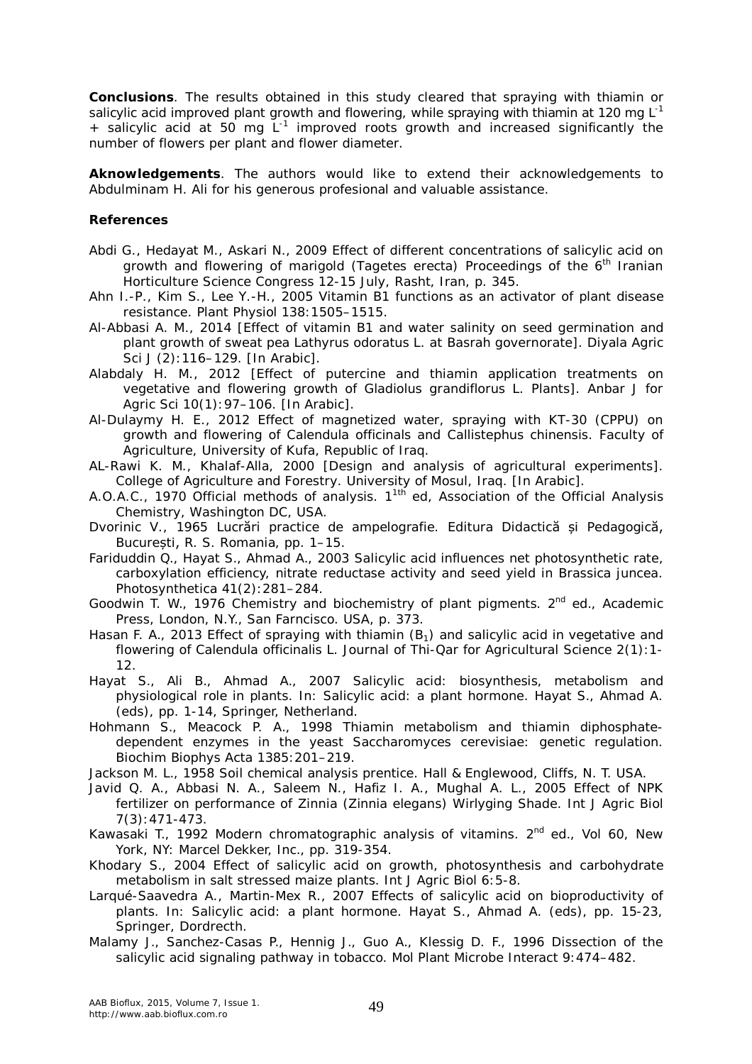**Conclusions**. The results obtained in this study cleared that spraying with thiamin or salicylic acid improved plant growth and flowering, while spraying with thiamin at 120 mg $L^{-1}$ + salicylic acid at 50 mg $L^{-1}$ improved roots growth and increased significantly the number of flowers per plant and flower diameter.

**Aknowledgements**. The authors would like to extend their acknowledgements to Abdulminam H. Ali for his generous profesional and valuable assistance.

**References**

Abdi G., Hedayat M., Askari N., 2009 Effect of different concentrations of salicylic acid on growth and flowering of marigold (Tagetes erecta) Proceedings of the 6[th] Iranian Horticulture Science Congress 12-15 July, Rasht, Iran, p. 345.

Ahn I.-P., Kim S., Lee Y.-H., 2005 Vitamin B1 functions as an activator of plant disease resistance. Plant Physiol 138:1505–1515.

Al-Abbasi A. M., 2014 [Effect of vitamin B1 and water salinity on seed germination and plant growth of sweat pea Lathyrus odoratus L. at Basrah governorate]. Diyala Agric Sci J (2):116–129. [In Arabic].

Alabdaly H. M., 2012 [Effect of putercine and thiamin application treatments on vegetative and flowering growth of Gladiolus grandiflorus L. Plants]. Anbar J for Agric Sci 10(1):97–106. [In Arabic].

Al-Dulaymy H. E., 2012 Effect of magnetized water, spraying with KT-30 (CPPU) on growth and flowering of Calendula officinals and Callistephus chinensis. Faculty of Agriculture, University of Kufa, Republic of Iraq.

AL-Rawi K. M., Khalaf-Alla, 2000 [Design and analysis of agricultural experiments]. College of Agriculture and Forestry. University of Mosul, Iraq. [In Arabic].

A.O.A.C., 1970 Official methods of analysis. 1[1th] ed, Association of the Official Analysis Chemistry, Washington DC, USA.

Dvorinic V., 1965 Lucrări practice de ampelografie. Editura Didactică și Pedagogică, București, R. S. Romania, pp. 1–15.

Fariduddin Q., Hayat S., Ahmad A., 2003 Salicylic acid influences net photosynthetic rate, carboxylation efficiency, nitrate reductase activity and seed yield in Brassica juncea. Photosynthetica 41(2):281–284.

Goodwin T. W., 1976 Chemistry and biochemistry of plant pigments. 2[nd] ed., Academic Press, London, N.Y., San Farncisco. USA, p. 373.

Hasan F. A., 2013 Effect of spraying with thiamin ($B_1$) and salicylic acid in vegetative and flowering of Calendula officinalis L. Journal of Thi-Qar for Agricultural Science 2(1):1-12.

Hayat S., Ali B., Ahmad A., 2007 Salicylic acid: biosynthesis, metabolism and physiological role in plants. In: Salicylic acid: a plant hormone. Hayat S., Ahmad A. (eds), pp. 1-14, Springer, Netherland.

Hohmann S., Meacock P. A., 1998 Thiamin metabolism and thiamin diphosphate-dependent enzymes in the yeast Saccharomyces cerevisiae: genetic regulation. Biochim Biophys Acta 1385:201–219.

Jackson M. L., 1958 Soil chemical analysis prentice. Hall & Englewood, Cliffs, N. T. USA.

Javid Q. A., Abbasi N. A., Saleem N., Hafiz I. A., Mughal A. L., 2005 Effect of NPK fertilizer on performance of Zinnia (Zinnia elegans) Wirlyging Shade. Int J Agric Biol 7(3):471-473.

Kawasaki T., 1992 Modern chromatographic analysis of vitamins. 2[nd] ed., Vol 60, New York, NY: Marcel Dekker, Inc., pp. 319-354.

Khodary S., 2004 Effect of salicylic acid on growth, photosynthesis and carbohydrate metabolism in salt stressed maize plants. Int J Agric Biol 6:5-8.

Larqué-Saavedra A., Martin-Mex R., 2007 Effects of salicylic acid on bioproductivity of plants. In: Salicylic acid: a plant hormone. Hayat S., Ahmad A. (eds), pp. 15-23, Springer, Dordrecth.

Malamy J., Sanchez-Casas P., Hennig J., Guo A., Klessig D. F., 1996 Dissection of the salicylic acid signaling pathway in tobacco. Mol Plant Microbe Interact 9:474–482.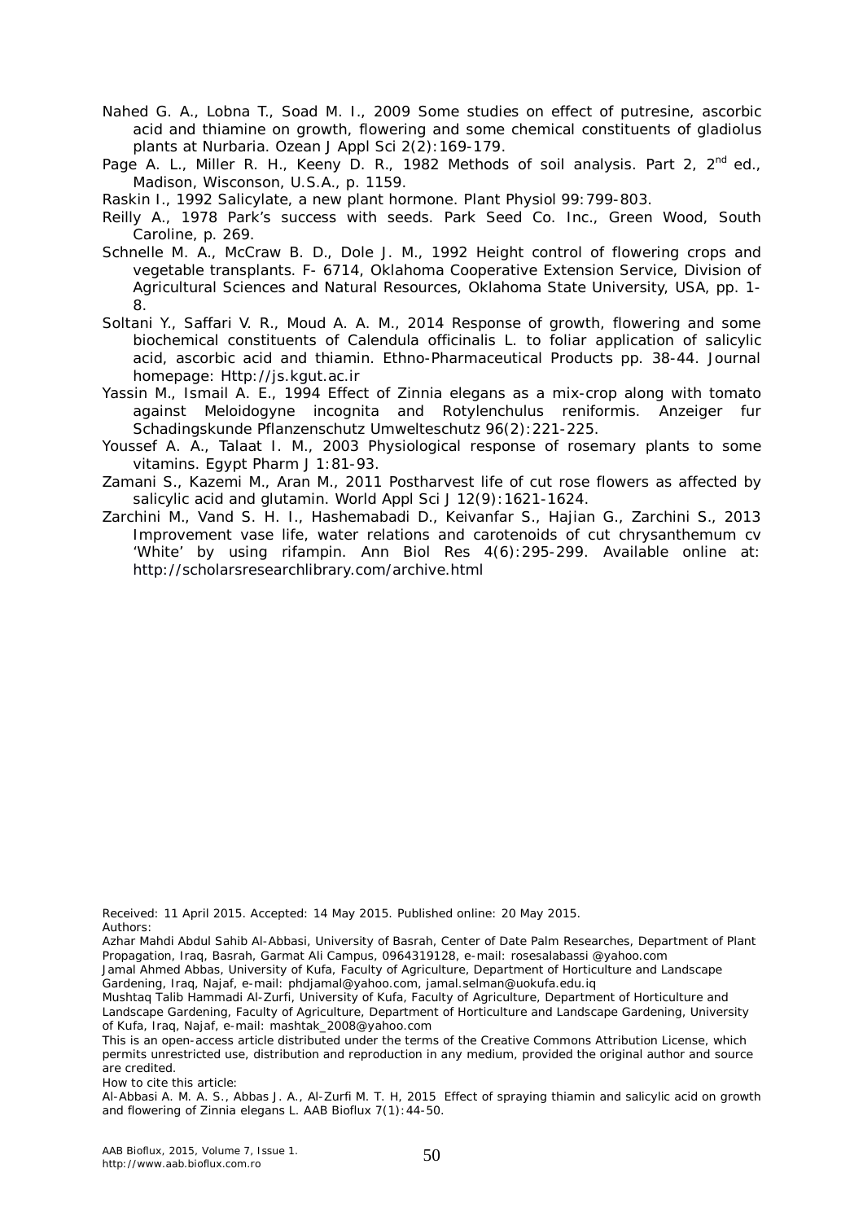Nahed G. A., Lobna T., Soad M. I., 2009 Some studies on effect of putresine, ascorbic acid and thiamine on growth, flowering and some chemical constituents of gladiolus plants at Nurbaria. Ozean J Appl Sci 2(2):169-179.

Page A. L., Miller R. H., Keeny D. R., 1982 Methods of soil analysis. Part 2, 2nd ed., Madison, Wisconson, U.S.A., p. 1159.

Raskin I., 1992 Salicylate, a new plant hormone. Plant Physiol 99:799-803.

Reilly A., 1978 Park's success with seeds. Park Seed Co. Inc., Green Wood, South Caroline, p. 269.

Schnelle M. A., McCraw B. D., Dole J. M., 1992 Height control of flowering crops and vegetable transplants. F- 6714, Oklahoma Cooperative Extension Service, Division of Agricultural Sciences and Natural Resources, Oklahoma State University, USA, pp. 1-8.

Soltani Y., Saffari V. R., Moud A. A. M., 2014 Response of growth, flowering and some biochemical constituents of Calendula officinalis L. to foliar application of salicylic acid, ascorbic acid and thiamin. Ethno-Pharmaceutical Products pp. 38-44. Journal homepage: Http://js.kgut.ac.ir

Yassin M., Ismail A. E., 1994 Effect of Zinnia elegans as a mix-crop along with tomato against Meloidogyne incognita and Rotylenchulus reniformis. Anzeiger fur Schadingskunde Pflanzenschutz Umwelteschutz 96(2):221-225.

Youssef A. A., Talaat I. M., 2003 Physiological response of rosemary plants to some vitamins. Egypt Pharm J 1:81-93.

Zamani S., Kazemi M., Aran M., 2011 Postharvest life of cut rose flowers as affected by salicylic acid and glutamin. World Appl Sci J 12(9):1621-1624.

Zarchini M., Vand S. H. I., Hashemabadi D., Keivanfar S., Hajian G., Zarchini S., 2013 Improvement vase life, water relations and carotenoids of cut chrysanthemum cv 'White' by using rifampin. Ann Biol Res 4(6):295-299. Available online at: http://scholarsresearchlibrary.com/archive.html

Received: 11 April 2015. Accepted: 14 May 2015. Published online: 20 May 2015.

Authors:

Azhar Mahdi Abdul Sahib Al-Abbasi, University of Basrah, Center of Date Palm Researches, Department of Plant Propagation, Iraq, Basrah, Garmat Ali Campus, 0964319128, e-mail: rosesalabassi @yahoo.com

Jamal Ahmed Abbas, University of Kufa, Faculty of Agriculture, Department of Horticulture and Landscape Gardening, Iraq, Najaf, e-mail: phdjamal@yahoo.com, jamal.selman@uokufa.edu.iq

Mushtaq Talib Hammadi Al-Zurfi, University of Kufa, Faculty of Agriculture, Department of Horticulture and Landscape Gardening, Faculty of Agriculture, Department of Horticulture and Landscape Gardening, University of Kufa, Iraq, Najaf, e-mail: mashtak_2008@yahoo.com

This is an open-access article distributed under the terms of the Creative Commons Attribution License, which permits unrestricted use, distribution and reproduction in any medium, provided the original author and source are credited.

How to cite this article:

Al-Abbasi A. M. A. S., Abbas J. A., Al-Zurfi M. T. H, 2015 Effect of spraying thiamin and salicylic acid on growth and flowering of Zinnia elegans L. AAB Bioflux 7(1):44-50.